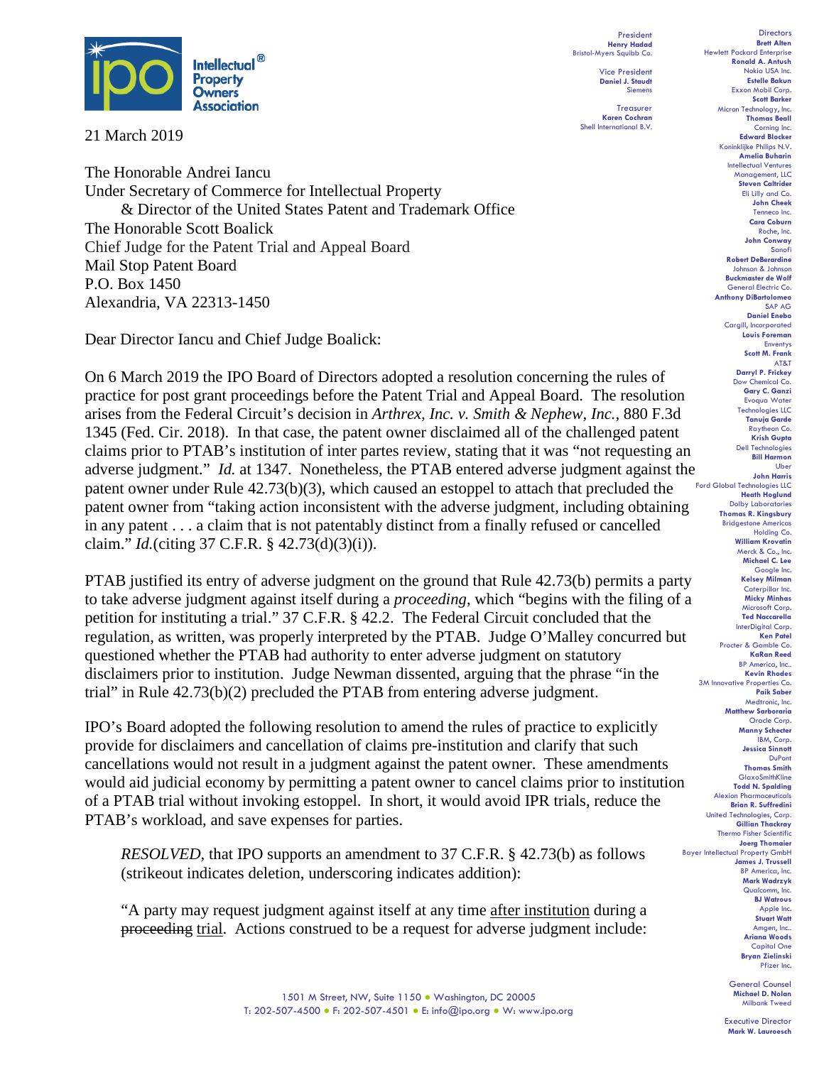**Intellectual Property Owners Association**

President
**Henry Hadad**
Bristol-Myers Squibb Co.

Vice President
**Daniel J. Staudt**
Siemens

Treasurer
**Karen Cochran**
Shell International B.V.

Directors
**Brett Alten**, Hewlett Packard Enterprise
**Ronald A. Antush**, Nokia USA Inc.
**Estelle Bakun**, Exxon Mobil Corp.
**Scott Barker**, Micron Technology, Inc.
**Thomas Beall**, Corning Inc.
**Edward Blocker**, Koninklijke Philips N.V.
**Amelia Buharin**, Intellectual Ventures Management, LLC
**Steven Caltrider**, Eli Lilly and Co.
**John Cheek**, Tenneco Inc.
**Cara Coburn**, Roche, Inc.
**John Conway**, Sanofi
**Robert DeBerardine**, Johnson & Johnson
**Buckmaster de Wolf**, General Electric Co.
**Anthony DiBartolomeo**, SAP AG
**Daniel Enebo**, Cargill, Incorporated
**Louis Foreman**, Enventys
**Scott M. Frank**, AT&T
**Darryl P. Frickey**, Dow Chemical Co.
**Gary C. Ganzi**, Evoqua Water Technologies LLC
**Tanuja Garde**, Raytheon Co.
**Krish Gupta**, Dell Technologies
**Bill Harmon**, Uber
**John Harris**, Ford Global Technologies LLC
**Heath Hoglund**, Dolby Laboratories
**Thomas R. Kingsbury**, Bridgestone Americas Holding Co.
**William Krovatin**, Merck & Co., Inc.
**Michael C. Lee**, Google Inc.
**Kelsey Milman**, Caterpillar Inc.
**Micky Minhas**, Microsoft Corp.
**Ted Naccarella**, InterDigital Corp.
**Ken Patel**, Procter & Gamble Co.
**KaRan Reed**, BP America, Inc.
**Kevin Rhodes**, 3M Innovative Properties Co.
**Paik Saber**, Medtronic, Inc.
**Matthew Sarboraria**, Oracle Corp.
**Manny Schecter**, IBM, Corp.
**Jessica Sinnott**, DuPont
**Thomas Smith**, GlaxoSmithKline
**Todd N. Spalding**, Alexion Pharmaceuticals
**Brian R. Suffredini**, United Technologies, Corp.
**Gillian Thackray**, Thermo Fisher Scientific
**Joerg Thomaier**, Bayer Intellectual Property GmbH
**James J. Trussell**, BP America, Inc.
**Mark Wadrzyk**, Qualcomm, Inc.
**BJ Watrous**, Apple Inc.
**Stuart Watt**, Amgen, Inc..
**Ariana Woods**, Capital One
**Bryan Zielinski**, Pfizer Inc.

General Counsel
**Michael D. Nolan**
Milbank Tweed

Executive Director
**Mark W. Lauroesch**

21 March 2019

The Honorable Andrei Iancu
Under Secretary of Commerce for Intellectual Property
& Director of the United States Patent and Trademark Office
The Honorable Scott Boalick
Chief Judge for the Patent Trial and Appeal Board
Mail Stop Patent Board
P.O. Box 1450
Alexandria, VA 22313-1450

Dear Director Iancu and Chief Judge Boalick:

On 6 March 2019 the IPO Board of Directors adopted a resolution concerning the rules of practice for post grant proceedings before the Patent Trial and Appeal Board. The resolution arises from the Federal Circuit's decision in *Arthrex, Inc. v. Smith & Nephew, Inc.*, 880 F.3d 1345 (Fed. Cir. 2018). In that case, the patent owner disclaimed all of the challenged patent claims prior to PTAB's institution of inter partes review, stating that it was "not requesting an adverse judgment." *Id.* at 1347. Nonetheless, the PTAB entered adverse judgment against the patent owner under Rule 42.73(b)(3), which caused an estoppel to attach that precluded the patent owner from "taking action inconsistent with the adverse judgment, including obtaining in any patent . . . a claim that is not patentably distinct from a finally refused or cancelled claim." *Id.*(citing 37 C.F.R. § 42.73(d)(3)(i)).

PTAB justified its entry of adverse judgment on the ground that Rule 42.73(b) permits a party to take adverse judgment against itself during a *proceeding*, which "begins with the filing of a petition for instituting a trial." 37 C.F.R. § 42.2. The Federal Circuit concluded that the regulation, as written, was properly interpreted by the PTAB. Judge O'Malley concurred but questioned whether the PTAB had authority to enter adverse judgment on statutory disclaimers prior to institution. Judge Newman dissented, arguing that the phrase "in the trial" in Rule 42.73(b)(2) precluded the PTAB from entering adverse judgment.

IPO's Board adopted the following resolution to amend the rules of practice to explicitly provide for disclaimers and cancellation of claims pre-institution and clarify that such cancellations would not result in a judgment against the patent owner. These amendments would aid judicial economy by permitting a patent owner to cancel claims prior to institution of a PTAB trial without invoking estoppel. In short, it would avoid IPR trials, reduce the PTAB's workload, and save expenses for parties.

> *RESOLVED*, that IPO supports an amendment to 37 C.F.R. § 42.73(b) as follows (strikeout indicates deletion, underscoring indicates addition):
>
> "A party may request judgment against itself at any time <u>after institution</u> during a ~~proceeding~~ <u>trial</u>. Actions construed to be a request for adverse judgment include:

1501 M Street, NW, Suite 1150 • Washington, DC 20005
T: 202-507-4500 • F: 202-507-4501 • E: info@ipo.org • W: www.ipo.org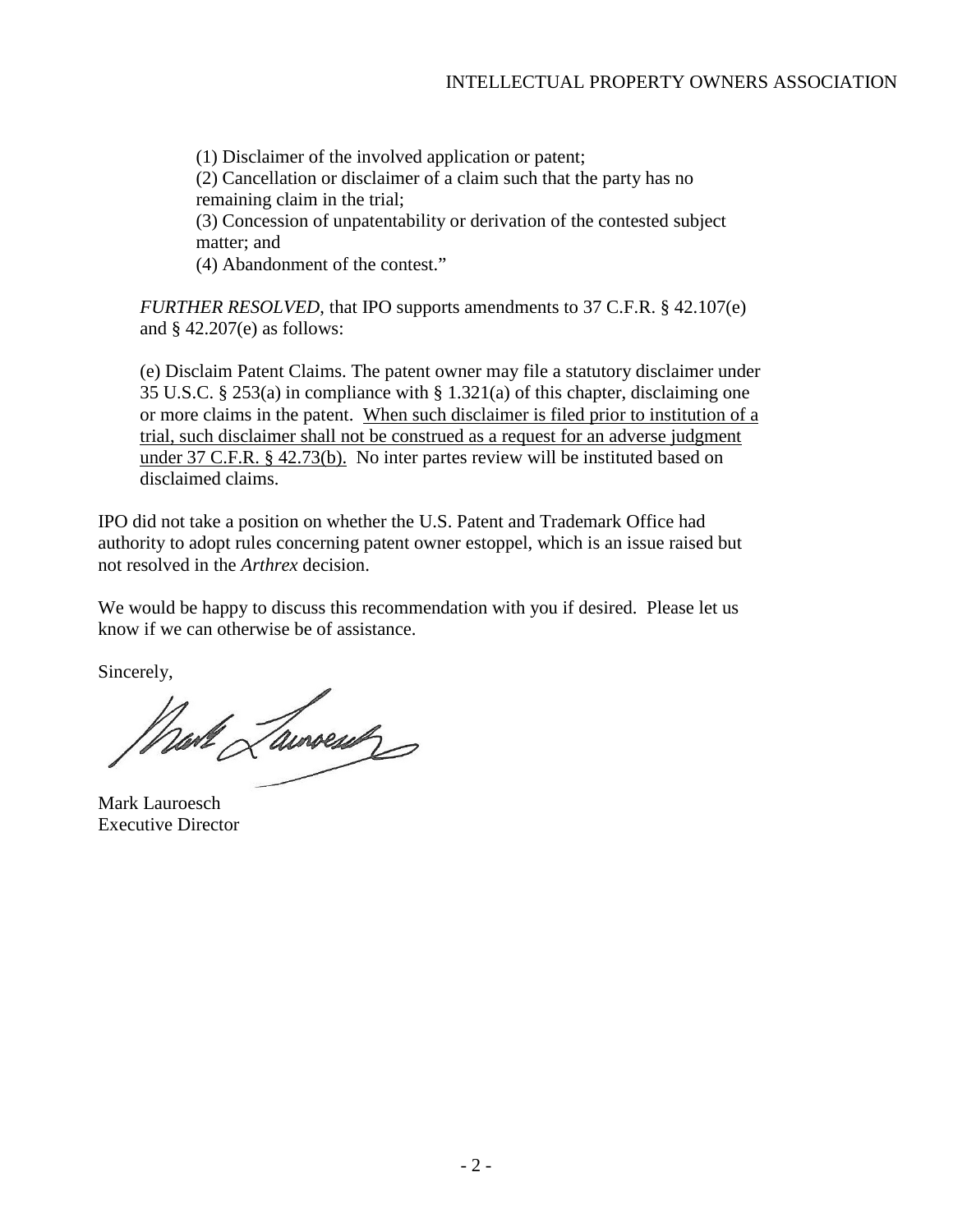(1) Disclaimer of the involved application or patent;
(2) Cancellation or disclaimer of a claim such that the party has no remaining claim in the trial;
(3) Concession of unpatentability or derivation of the contested subject matter; and
(4) Abandonment of the contest."

*FURTHER RESOLVED*, that IPO supports amendments to 37 C.F.R. § 42.107(e) and § 42.207(e) as follows:

(e) Disclaim Patent Claims. The patent owner may file a statutory disclaimer under 35 U.S.C. § 253(a) in compliance with § 1.321(a) of this chapter, disclaiming one or more claims in the patent. <u>When such disclaimer is filed prior to institution of a trial, such disclaimer shall not be construed as a request for an adverse judgment under 37 C.F.R. § 42.73(b).</u> No inter partes review will be instituted based on disclaimed claims.

IPO did not take a position on whether the U.S. Patent and Trademark Office had authority to adopt rules concerning patent owner estoppel, which is an issue raised but not resolved in the *Arthrex* decision.

We would be happy to discuss this recommendation with you if desired. Please let us know if we can otherwise be of assistance.

Sincerely,

Mark Lauroesch
Executive Director